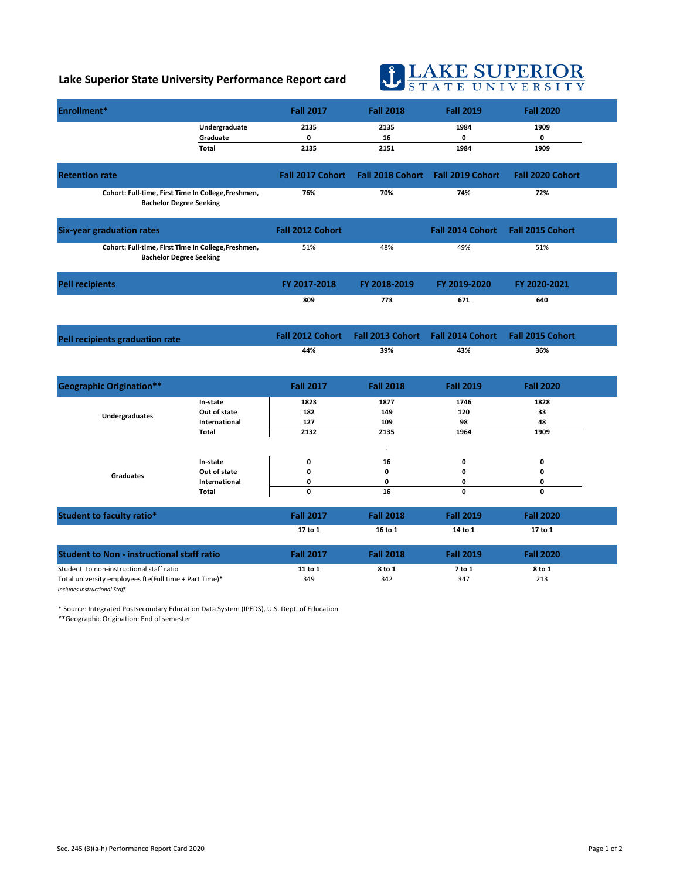# Lake Superior State University Performance Report card

LAKE SUPERIOR STATE UNIVERSITY

| Enrollment* | | Fall 2017 | Fall 2018 | Fall 2019 | Fall 2020 |
|---|---|---|---|---|---|
| | Undergraduate | 2135 | 2135 | 1984 | 1909 |
| | Graduate | 0 | 16 | 0 | 0 |
| | Total | 2135 | 2151 | 1984 | 1909 |

| Retention rate | Fall 2017 Cohort | Fall 2018 Cohort | Fall 2019 Cohort | Fall 2020 Cohort |
|---|---|---|---|---|
| Cohort: Full-time, First Time In College,Freshmen, Bachelor Degree Seeking | 76% | 70% | 74% | 72% |

| Six-year graduation rates | Fall 2012 Cohort | | Fall 2014 Cohort | Fall 2015 Cohort |
|---|---|---|---|---|
| Cohort: Full-time, First Time In College,Freshmen, Bachelor Degree Seeking | 51% | 48% | 49% | 51% |

| Pell recipients | FY 2017-2018 | FY 2018-2019 | FY 2019-2020 | FY 2020-2021 |
|---|---|---|---|---|
| | 809 | 773 | 671 | 640 |

| Pell recipients graduation rate | Fall 2012 Cohort | Fall 2013 Cohort | Fall 2014 Cohort | Fall 2015 Cohort |
|---|---|---|---|---|
| | 44% | 39% | 43% | 36% |

| Geographic Origination** | | Fall 2017 | Fall 2018 | Fall 2019 | Fall 2020 |
|---|---|---|---|---|---|
| Undergraduates | In-state | 1823 | 1877 | 1746 | 1828 |
| | Out of state | 182 | 149 | 120 | 33 |
| | International | 127 | 109 | 98 | 48 |
| | Total | 2132 | 2135 | 1964 | 1909 |
| Graduates | In-state | 0 | 16 | 0 | 0 |
| | Out of state | 0 | 0 | 0 | 0 |
| | International | 0 | 0 | 0 | 0 |
| | Total | 0 | 16 | 0 | 0 |

| Student to faculty ratio* | Fall 2017 | Fall 2018 | Fall 2019 | Fall 2020 |
|---|---|---|---|---|
| | 17 to 1 | 16 to 1 | 14 to 1 | 17 to 1 |

| Student to Non - instructional staff ratio | Fall 2017 | Fall 2018 | Fall 2019 | Fall 2020 |
|---|---|---|---|---|
| Student to non-instructional staff ratio | 11 to 1 | 8 to 1 | 7 to 1 | 8 to 1 |
| Total university employees fte(Full time + Part Time)* | 349 | 342 | 347 | 213 |

*Includes Instructional Staff*

* Source: Integrated Postsecondary Education Data System (IPEDS), U.S. Dept. of Education

**Geographic Origination: End of semester

Sec. 245 (3)(a-h) Performance Report Card 2020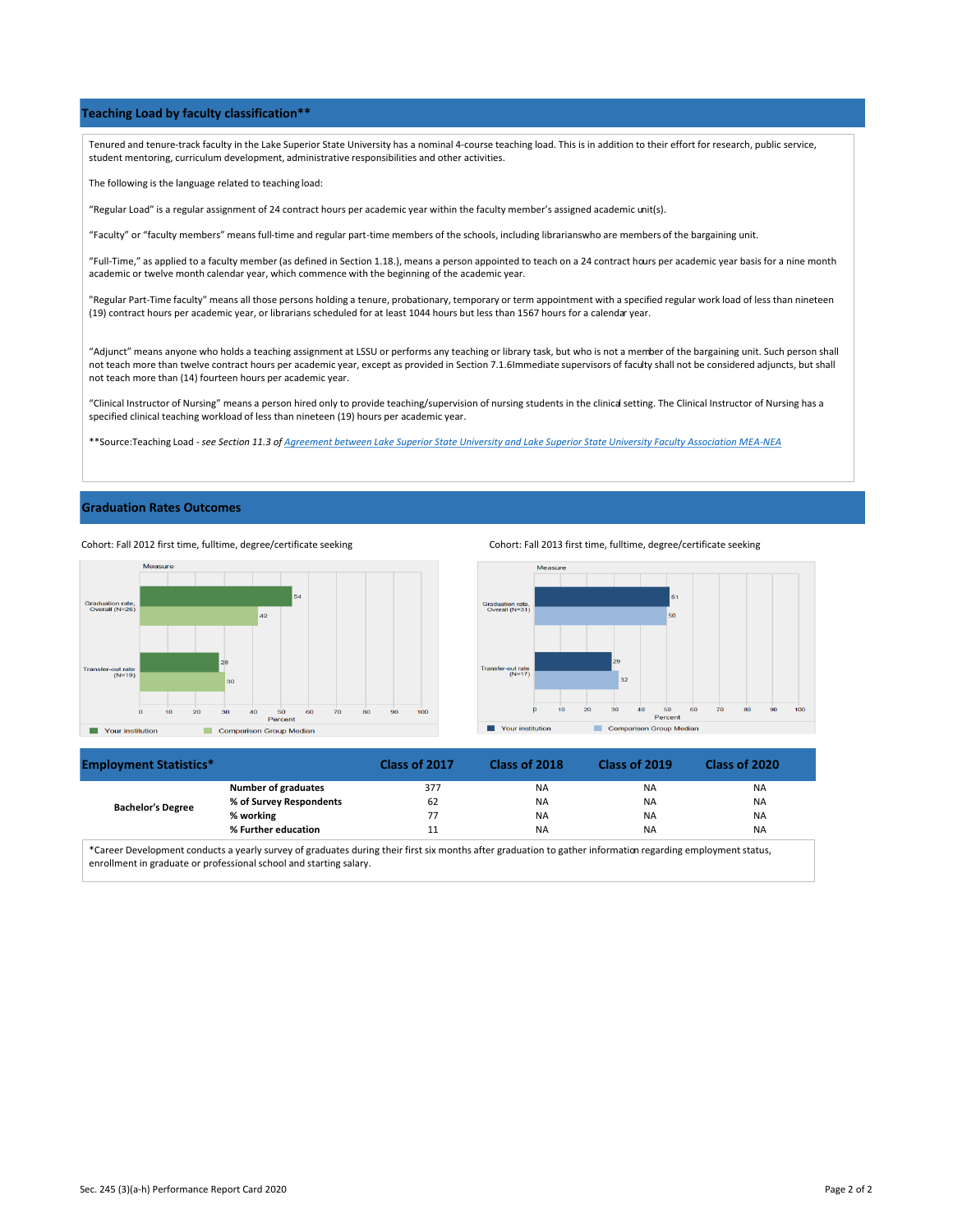## Teaching Load by faculty classification**

Tenured and tenure-track faculty in the Lake Superior State University has a nominal 4-course teaching load. This is in addition to their effort for research, public service, student mentoring, curriculum development, administrative responsibilities and other activities.

The following is the language related to teaching load:

"Regular Load" is a regular assignment of 24 contract hours per academic year within the faculty member's assigned academic unit(s).

"Faculty" or "faculty members" means full-time and regular part-time members of the schools, including librarianswho are members of the bargaining unit.

"Full-Time," as applied to a faculty member (as defined in Section 1.18.), means a person appointed to teach on a 24 contract hours per academic year basis for a nine month academic or twelve month calendar year, which commence with the beginning of the academic year.

"Regular Part-Time faculty" means all those persons holding a tenure, probationary, temporary or term appointment with a specified regular work load of less than nineteen (19) contract hours per academic year, or librarians scheduled for at least 1044 hours but less than 1567 hours for a calendar year.

"Adjunct" means anyone who holds a teaching assignment at LSSU or performs any teaching or library task, but who is not a member of the bargaining unit. Such person shall not teach more than twelve contract hours per academic year, except as provided in Section 7.1.6Immediate supervisors of faculty shall not be considered adjuncts, but shall not teach more than (14) fourteen hours per academic year.

"Clinical Instructor of Nursing" means a person hired only to provide teaching/supervision of nursing students in the clinical setting. The Clinical Instructor of Nursing has a specified clinical teaching workload of less than nineteen (19) hours per academic year.

**Source:Teaching Load - *see Section 11.3 of* *Agreement between Lake Superior State University and Lake Superior State University Faculty Association MEA-NEA*

## Graduation Rates Outcomes

Cohort: Fall 2012 first time, fulltime, degree/certificate seeking

Measure
Graduation rate, Overall (N=26)
54
42
Transfer-out rate (N=19)
26
30
0 10 20 30 40 50 60 70 80 90 100
Percent
Your institution
Comparison Group Median

Cohort: Fall 2013 first time, fulltime, degree/certificate seeking

Measure
Graduation rate, Overall (N=31)
51
50
Transfer-out rate (N=17)
29
32
0 10 20 30 40 50 60 70 80 90 100
Percent
Your institution
Comparison Group Median

| Employment Statistics* | | Class of 2017 | Class of 2018 | Class of 2019 | Class of 2020 |
|---|---|---|---|---|---|
| Bachelor's Degree | **Number of graduates** | 377 | NA | NA | NA |
| | **% of Survey Respondents** | 62 | NA | NA | NA |
| | **% working** | 77 | NA | NA | NA |
| | **% Further education** | 11 | NA | NA | NA |

*Career Development conducts a yearly survey of graduates during their first six months after graduation to gather information regarding employment status, enrollment in graduate or professional school and starting salary.